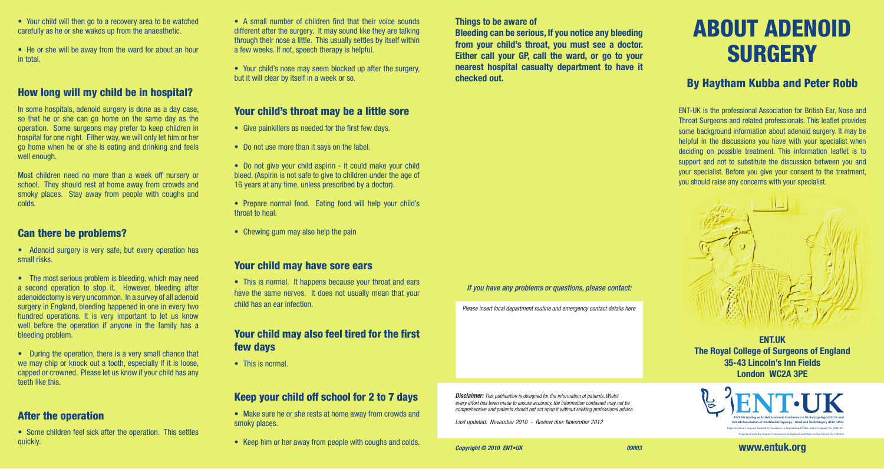# ABOUT ADENOID SURGERY

## By Haytham Kubba and Peter Robb

ENT-UK is the professional Association for British Ear, Nose and Throat Surgeons and related professionals. This leaflet provides some background information about adenoid surgery. It may be helpful in the discussions you have with your specialist when deciding on possible treatment. This information leaflet is to support and not to substitute the discussion between you and your specialist. Before you give your consent to the treatment, you should raise any concerns with your specialist.

**ENT.UK**
**The Royal College of Surgeons of England**
**35-43 Lincoln's Inn Fields**
**London WC2A 3PE**

ENT UK trading as British Academic Conference in Otolaryngology (BACO) and British Association of Otorhinolaryngology – Head and Neck Surgery (BAO-HNS)

**www.entuk.org**

- Your child will then go to a recovery area to be watched carefully as he or she wakes up from the anaesthetic.
- He or she will be away from the ward for about an hour in total.

### How long will my child be in hospital?

In some hospitals, adenoid surgery is done as a day case, so that he or she can go home on the same day as the operation. Some surgeons may prefer to keep children in hospital for one night. Either way, we will only let him or her go home when he or she is eating and drinking and feels well enough.

Most children need no more than a week off nursery or school. They should rest at home away from crowds and smoky places. Stay away from people with coughs and colds.

### Can there be problems?

- Adenoid surgery is very safe, but every operation has small risks.
- The most serious problem is bleeding, which may need a second operation to stop it. However, bleeding after adenoidectomy is very uncommon. In a survey of all adenoid surgery in England, bleeding happened in one in every two hundred operations. It is very important to let us know well before the operation if anyone in the family has a bleeding problem.
- During the operation, there is a very small chance that we may chip or knock out a tooth, especially if it is loose, capped or crowned. Please let us know if your child has any teeth like this.

### After the operation

- Some children feel sick after the operation. This settles quickly.
- A small number of children find that their voice sounds different after the surgery. It may sound like they are talking through their nose a little. This usually settles by itself within a few weeks. If not, speech therapy is helpful.
- Your child's nose may seem blocked up after the surgery, but it will clear by itself in a week or so.

### Your child's throat may be a little sore

- Give painkillers as needed for the first few days.
- Do not use more than it says on the label.
- Do not give your child aspirin - it could make your child bleed. (Aspirin is not safe to give to children under the age of 16 years at any time, unless prescribed by a doctor).
- Prepare normal food. Eating food will help your child's throat to heal.
- Chewing gum may also help the pain

### Your child may have sore ears

- This is normal. It happens because your throat and ears have the same nerves. It does not usually mean that your child has an ear infection.

### Your child may also feel tired for the first few days

- This is normal.

### Keep your child off school for 2 to 7 days

- Make sure he or she rests at home away from crowds and smoky places.
- Keep him or her away from people with coughs and colds.

**Things to be aware of**

**Bleeding can be serious, If you notice any bleeding from your child's throat, you must see a doctor. Either call your GP, call the ward, or go to your nearest hospital casualty department to have it checked out.**

*If you have any problems or questions, please contact:*

*Please insert local department routine and emergency contact details here*

***Disclaimer:*** *This publication is designed for the information of patients. Whilst every effort has been made to ensure accuracy, the information contained may not be comprehensive and patients should not act upon it without seeking professional advice.*

*Last updated: November 2010 - Review due: November 2012*

*Copyright © 2010 ENT•UK* *09003*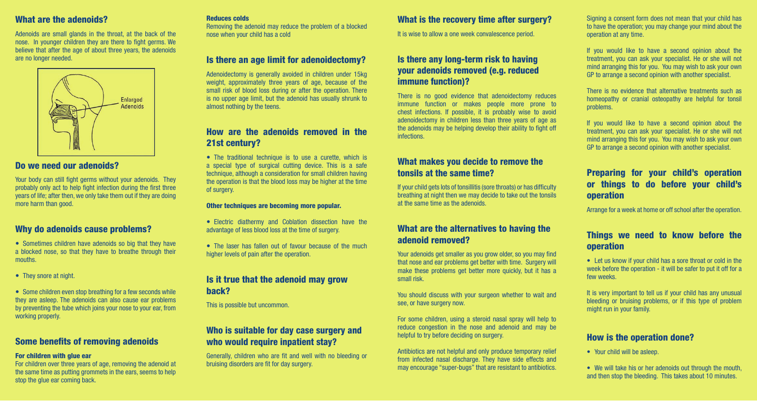## What are the adenoids?

Adenoids are small glands in the throat, at the back of the nose. In younger children they are there to fight germs. We believe that after the age of about three years, the adenoids are no longer needed.

Enlarged Adenoids

## Do we need our adenoids?

Your body can still fight germs without your adenoids. They probably only act to help fight infection during the first three years of life; after then, we only take them out if they are doing more harm than good.

## Why do adenoids cause problems?

- Sometimes children have adenoids so big that they have a blocked nose, so that they have to breathe through their mouths.
- They snore at night.
- Some children even stop breathing for a few seconds while they are asleep. The adenoids can also cause ear problems by preventing the tube which joins your nose to your ear, from working properly.

## Some benefits of removing adenoids

**For children with glue ear**

For children over three years of age, removing the adenoid at the same time as putting grommets in the ears, seems to help stop the glue ear coming back.

**Reduces colds**

Removing the adenoid may reduce the problem of a blocked nose when your child has a cold

## Is there an age limit for adenoidectomy?

Adenoidectomy is generally avoided in children under 15kg weight, approximately three years of age, because of the small risk of blood loss during or after the operation. There is no upper age limit, but the adenoid has usually shrunk to almost nothing by the teens.

## How are the adenoids removed in the 21st century?

- The traditional technique is to use a curette, which is a special type of surgical cutting device. This is a safe technique, although a consideration for small children having the operation is that the blood loss may be higher at the time of surgery.

**Other techniques are becoming more popular.**

- Electric diathermy and Coblation dissection have the advantage of less blood loss at the time of surgery.
- The laser has fallen out of favour because of the much higher levels of pain after the operation.

## Is it true that the adenoid may grow back?

This is possible but uncommon.

## Who is suitable for day case surgery and who would require inpatient stay?

Generally, children who are fit and well with no bleeding or bruising disorders are fit for day surgery.

## What is the recovery time after surgery?

It is wise to allow a one week convalescence period.

## Is there any long-term risk to having your adenoids removed (e.g. reduced immune function)?

There is no good evidence that adenoidectomy reduces immune function or makes people more prone to chest infections. If possible, it is probably wise to avoid adenoidectomy in children less than three years of age as the adenoids may be helping develop their ability to fight off infections.

## What makes you decide to remove the tonsils at the same time?

If your child gets lots of tonsillitis (sore throats) or has difficulty breathing at night then we may decide to take out the tonsils at the same time as the adenoids.

## What are the alternatives to having the adenoid removed?

Your adenoids get smaller as you grow older, so you may find that nose and ear problems get better with time. Surgery will make these problems get better more quickly, but it has a small risk.

You should discuss with your surgeon whether to wait and see, or have surgery now.

For some children, using a steroid nasal spray will help to reduce congestion in the nose and adenoid and may be helpful to try before deciding on surgery.

Antibiotics are not helpful and only produce temporary relief from infected nasal discharge. They have side effects and may encourage "super-bugs" that are resistant to antibiotics.

Signing a consent form does not mean that your child has to have the operation; you may change your mind about the operation at any time.

If you would like to have a second opinion about the treatment, you can ask your specialist. He or she will not mind arranging this for you. You may wish to ask your own GP to arrange a second opinion with another specialist.

There is no evidence that alternative treatments such as homeopathy or cranial osteopathy are helpful for tonsil problems.

If you would like to have a second opinion about the treatment, you can ask your specialist. He or she will not mind arranging this for you. You may wish to ask your own GP to arrange a second opinion with another specialist.

## Preparing for your child's operation or things to do before your child's operation

Arrange for a week at home or off school after the operation.

## Things we need to know before the operation

- Let us know if your child has a sore throat or cold in the week before the operation - it will be safer to put it off for a few weeks.

It is very important to tell us if your child has any unusual bleeding or bruising problems, or if this type of problem might run in your family.

## How is the operation done?

- Your child will be asleep.
- We will take his or her adenoids out through the mouth, and then stop the bleeding. This takes about 10 minutes.